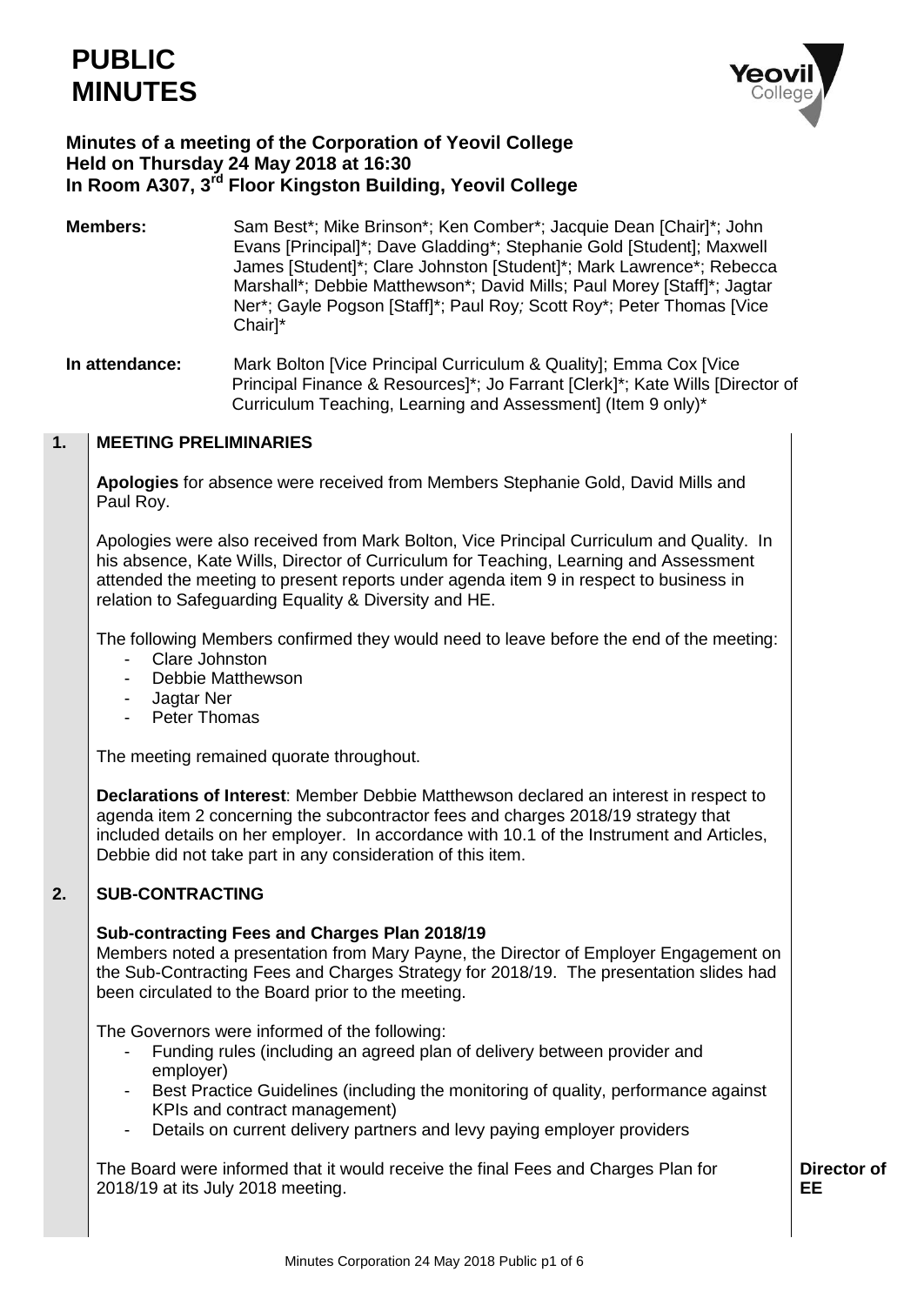# PUBLIC MINUTES

**Minutes of a meeting of the Corporation of Yeovil College**
**Held on Thursday 24 May 2018 at 16:30**
**In Room A307, 3rd Floor Kingston Building, Yeovil College**

**Members:** Sam Best*; Mike Brinson*; Ken Comber*; Jacquie Dean [Chair]*; John Evans [Principal]*; Dave Gladding*; Stephanie Gold [Student]; Maxwell James [Student]*; Clare Johnston [Student]*; Mark Lawrence*; Rebecca Marshall*; Debbie Matthewson*; David Mills; Paul Morey [Staff]*; Jagtar Ner*; Gayle Pogson [Staff]*; Paul Roy; Scott Roy*; Peter Thomas [Vice Chair]*

**In attendance:** Mark Bolton [Vice Principal Curriculum & Quality]; Emma Cox [Vice Principal Finance & Resources]*; Jo Farrant [Clerk]*; Kate Wills [Director of Curriculum Teaching, Learning and Assessment] (Item 9 only)*

## 1. MEETING PRELIMINARIES

**Apologies** for absence were received from Members Stephanie Gold, David Mills and Paul Roy.

Apologies were also received from Mark Bolton, Vice Principal Curriculum and Quality. In his absence, Kate Wills, Director of Curriculum for Teaching, Learning and Assessment attended the meeting to present reports under agenda item 9 in respect to business in relation to Safeguarding Equality & Diversity and HE.

The following Members confirmed they would need to leave before the end of the meeting:

- Clare Johnston
- Debbie Matthewson
- Jagtar Ner
- Peter Thomas

The meeting remained quorate throughout.

**Declarations of Interest**: Member Debbie Matthewson declared an interest in respect to agenda item 2 concerning the subcontractor fees and charges 2018/19 strategy that included details on her employer. In accordance with 10.1 of the Instrument and Articles, Debbie did not take part in any consideration of this item.

## 2. SUB-CONTRACTING

**Sub-contracting Fees and Charges Plan 2018/19**

Members noted a presentation from Mary Payne, the Director of Employer Engagement on the Sub-Contracting Fees and Charges Strategy for 2018/19. The presentation slides had been circulated to the Board prior to the meeting.

The Governors were informed of the following:

- Funding rules (including an agreed plan of delivery between provider and employer)
- Best Practice Guidelines (including the monitoring of quality, performance against KPIs and contract management)
- Details on current delivery partners and levy paying employer providers

The Board were informed that it would receive the final Fees and Charges Plan for 2018/19 at its July 2018 meeting. **Director of EE**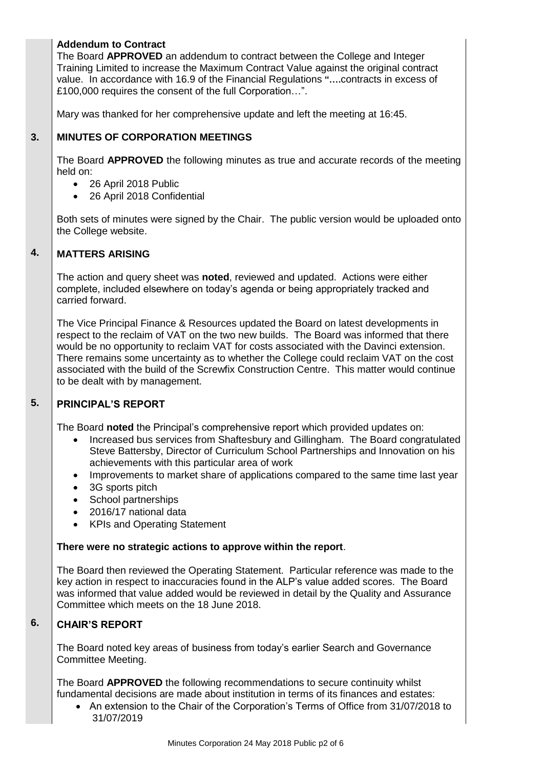**Addendum to Contract**

The Board **APPROVED** an addendum to contract between the College and Integer Training Limited to increase the Maximum Contract Value against the original contract value. In accordance with 16.9 of the Financial Regulations **"…**.contracts in excess of £100,000 requires the consent of the full Corporation…".

Mary was thanked for her comprehensive update and left the meeting at 16:45.

## 3. MINUTES OF CORPORATION MEETINGS

The Board **APPROVED** the following minutes as true and accurate records of the meeting held on:

- 26 April 2018 Public
- 26 April 2018 Confidential

Both sets of minutes were signed by the Chair. The public version would be uploaded onto the College website.

## 4. MATTERS ARISING

The action and query sheet was **noted**, reviewed and updated. Actions were either complete, included elsewhere on today's agenda or being appropriately tracked and carried forward.

The Vice Principal Finance & Resources updated the Board on latest developments in respect to the reclaim of VAT on the two new builds. The Board was informed that there would be no opportunity to reclaim VAT for costs associated with the Davinci extension. There remains some uncertainty as to whether the College could reclaim VAT on the cost associated with the build of the Screwfix Construction Centre. This matter would continue to be dealt with by management.

## 5. PRINCIPAL'S REPORT

The Board **noted** the Principal's comprehensive report which provided updates on:

- Increased bus services from Shaftesbury and Gillingham. The Board congratulated Steve Battersby, Director of Curriculum School Partnerships and Innovation on his achievements with this particular area of work
- Improvements to market share of applications compared to the same time last year
- 3G sports pitch
- School partnerships
- 2016/17 national data
- KPIs and Operating Statement

**There were no strategic actions to approve within the report**.

The Board then reviewed the Operating Statement. Particular reference was made to the key action in respect to inaccuracies found in the ALP's value added scores. The Board was informed that value added would be reviewed in detail by the Quality and Assurance Committee which meets on the 18 June 2018.

## 6. CHAIR'S REPORT

The Board noted key areas of business from today's earlier Search and Governance Committee Meeting.

The Board **APPROVED** the following recommendations to secure continuity whilst fundamental decisions are made about institution in terms of its finances and estates:

- An extension to the Chair of the Corporation's Terms of Office from 31/07/2018 to 31/07/2019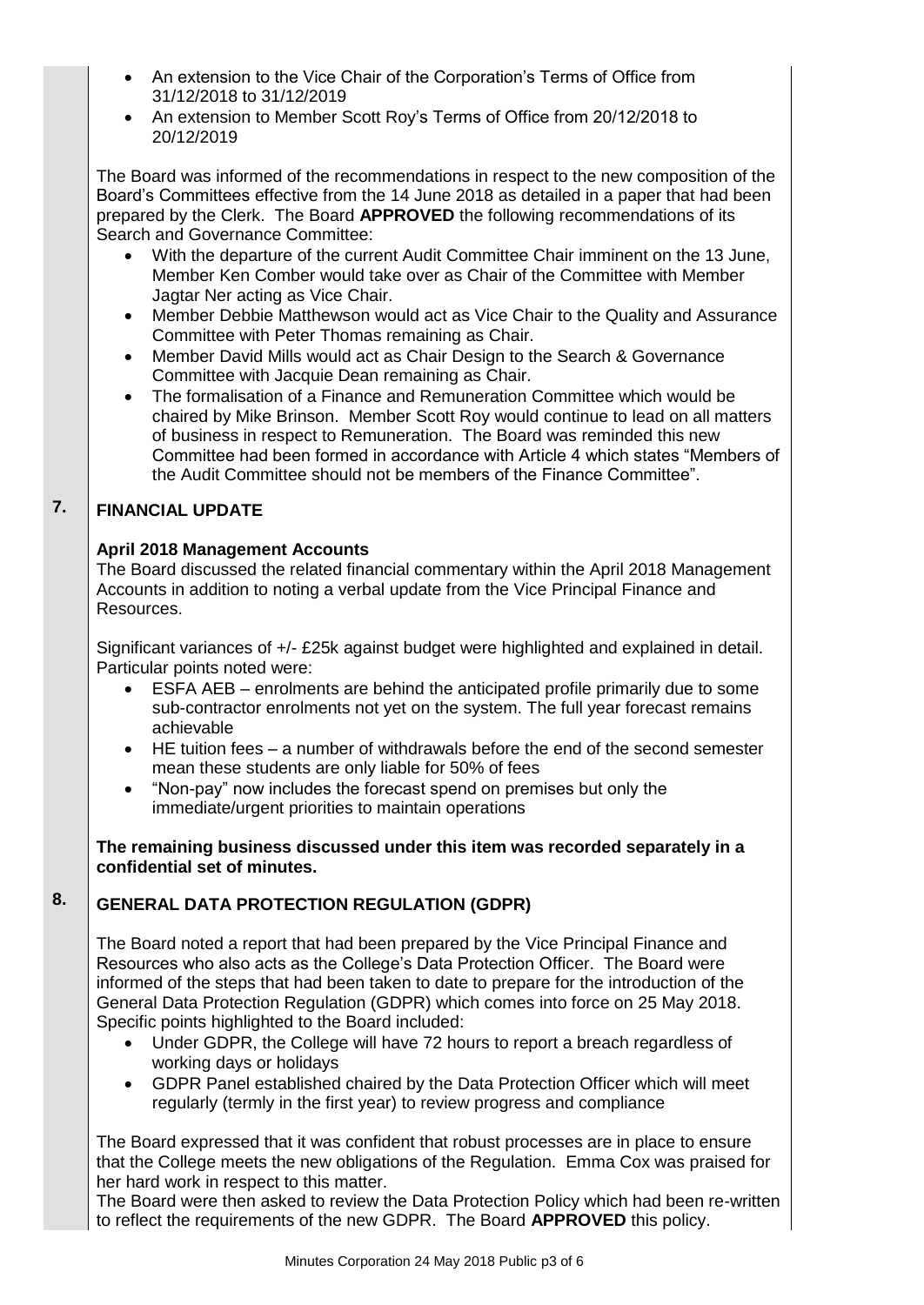- An extension to the Vice Chair of the Corporation's Terms of Office from 31/12/2018 to 31/12/2019
- An extension to Member Scott Roy's Terms of Office from 20/12/2018 to 20/12/2019

The Board was informed of the recommendations in respect to the new composition of the Board's Committees effective from the 14 June 2018 as detailed in a paper that had been prepared by the Clerk. The Board **APPROVED** the following recommendations of its Search and Governance Committee:

- With the departure of the current Audit Committee Chair imminent on the 13 June, Member Ken Comber would take over as Chair of the Committee with Member Jagtar Ner acting as Vice Chair.
- Member Debbie Matthewson would act as Vice Chair to the Quality and Assurance Committee with Peter Thomas remaining as Chair.
- Member David Mills would act as Chair Design to the Search & Governance Committee with Jacquie Dean remaining as Chair.
- The formalisation of a Finance and Remuneration Committee which would be chaired by Mike Brinson. Member Scott Roy would continue to lead on all matters of business in respect to Remuneration. The Board was reminded this new Committee had been formed in accordance with Article 4 which states "Members of the Audit Committee should not be members of the Finance Committee".

## 7. FINANCIAL UPDATE

**April 2018 Management Accounts**

The Board discussed the related financial commentary within the April 2018 Management Accounts in addition to noting a verbal update from the Vice Principal Finance and Resources.

Significant variances of +/- £25k against budget were highlighted and explained in detail. Particular points noted were:

- ESFA AEB – enrolments are behind the anticipated profile primarily due to some sub-contractor enrolments not yet on the system. The full year forecast remains achievable
- HE tuition fees – a number of withdrawals before the end of the second semester mean these students are only liable for 50% of fees
- "Non-pay" now includes the forecast spend on premises but only the immediate/urgent priorities to maintain operations

**The remaining business discussed under this item was recorded separately in a confidential set of minutes.**

## 8. GENERAL DATA PROTECTION REGULATION (GDPR)

The Board noted a report that had been prepared by the Vice Principal Finance and Resources who also acts as the College's Data Protection Officer. The Board were informed of the steps that had been taken to date to prepare for the introduction of the General Data Protection Regulation (GDPR) which comes into force on 25 May 2018. Specific points highlighted to the Board included:

- Under GDPR, the College will have 72 hours to report a breach regardless of working days or holidays
- GDPR Panel established chaired by the Data Protection Officer which will meet regularly (termly in the first year) to review progress and compliance

The Board expressed that it was confident that robust processes are in place to ensure that the College meets the new obligations of the Regulation. Emma Cox was praised for her hard work in respect to this matter.

The Board were then asked to review the Data Protection Policy which had been re-written to reflect the requirements of the new GDPR. The Board **APPROVED** this policy.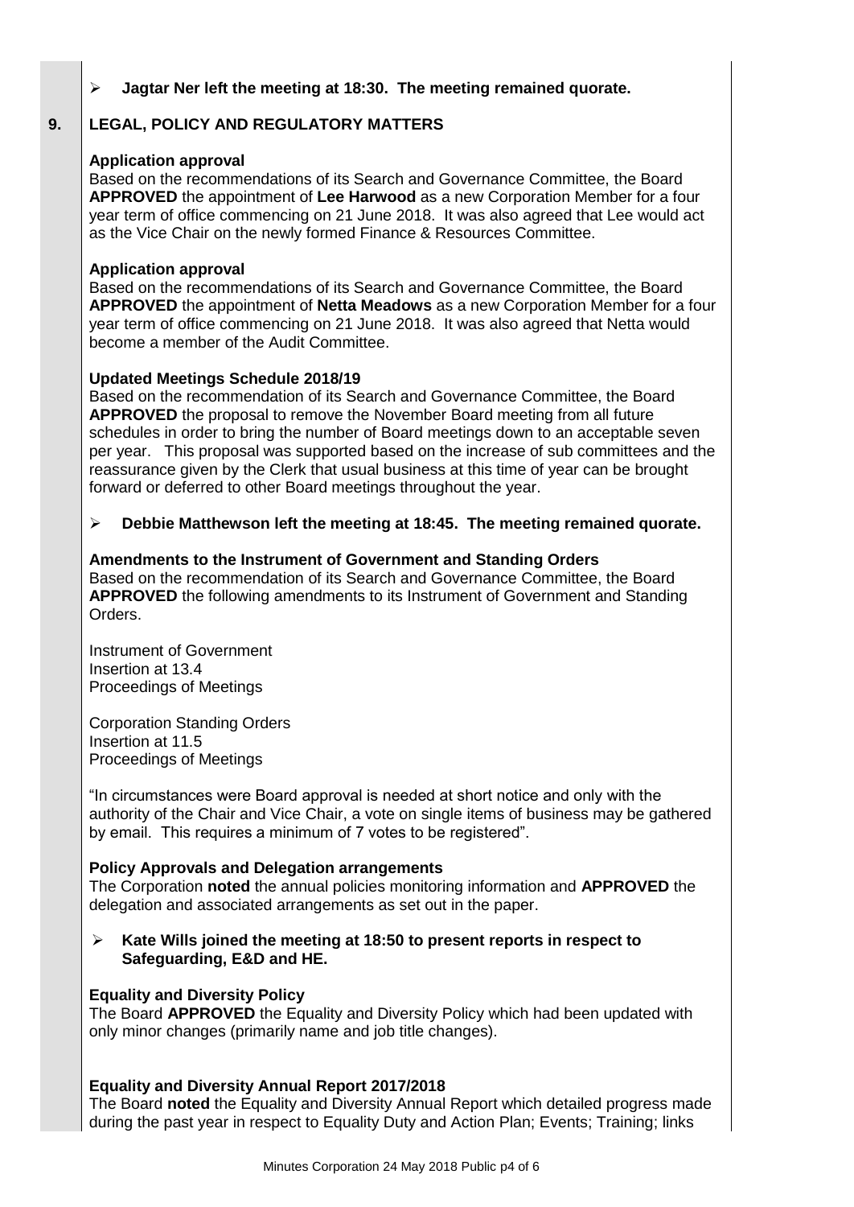- **Jagtar Ner left the meeting at 18:30. The meeting remained quorate.**

## 9. LEGAL, POLICY AND REGULATORY MATTERS

**Application approval**

Based on the recommendations of its Search and Governance Committee, the Board **APPROVED** the appointment of **Lee Harwood** as a new Corporation Member for a four year term of office commencing on 21 June 2018. It was also agreed that Lee would act as the Vice Chair on the newly formed Finance & Resources Committee.

**Application approval**

Based on the recommendations of its Search and Governance Committee, the Board **APPROVED** the appointment of **Netta Meadows** as a new Corporation Member for a four year term of office commencing on 21 June 2018. It was also agreed that Netta would become a member of the Audit Committee.

**Updated Meetings Schedule 2018/19**

Based on the recommendation of its Search and Governance Committee, the Board **APPROVED** the proposal to remove the November Board meeting from all future schedules in order to bring the number of Board meetings down to an acceptable seven per year. This proposal was supported based on the increase of sub committees and the reassurance given by the Clerk that usual business at this time of year can be brought forward or deferred to other Board meetings throughout the year.

- **Debbie Matthewson left the meeting at 18:45. The meeting remained quorate.**

**Amendments to the Instrument of Government and Standing Orders**

Based on the recommendation of its Search and Governance Committee, the Board **APPROVED** the following amendments to its Instrument of Government and Standing Orders.

Instrument of Government
Insertion at 13.4
Proceedings of Meetings

Corporation Standing Orders
Insertion at 11.5
Proceedings of Meetings

"In circumstances were Board approval is needed at short notice and only with the authority of the Chair and Vice Chair, a vote on single items of business may be gathered by email. This requires a minimum of 7 votes to be registered".

**Policy Approvals and Delegation arrangements**

The Corporation **noted** the annual policies monitoring information and **APPROVED** the delegation and associated arrangements as set out in the paper.

- **Kate Wills joined the meeting at 18:50 to present reports in respect to Safeguarding, E&D and HE.**

**Equality and Diversity Policy**

The Board **APPROVED** the Equality and Diversity Policy which had been updated with only minor changes (primarily name and job title changes).

**Equality and Diversity Annual Report 2017/2018**

The Board **noted** the Equality and Diversity Annual Report which detailed progress made during the past year in respect to Equality Duty and Action Plan; Events; Training; links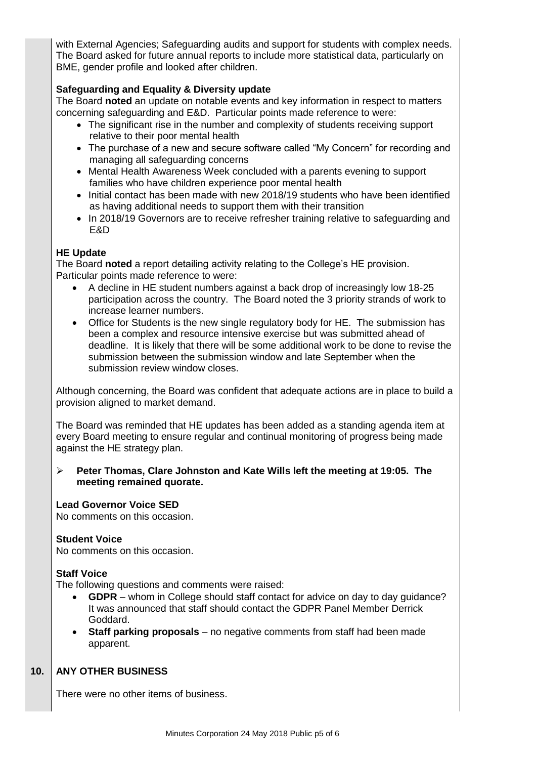with External Agencies; Safeguarding audits and support for students with complex needs. The Board asked for future annual reports to include more statistical data, particularly on BME, gender profile and looked after children.

**Safeguarding and Equality & Diversity update**

The Board **noted** an update on notable events and key information in respect to matters concerning safeguarding and E&D. Particular points made reference to were:

- The significant rise in the number and complexity of students receiving support relative to their poor mental health
- The purchase of a new and secure software called "My Concern" for recording and managing all safeguarding concerns
- Mental Health Awareness Week concluded with a parents evening to support families who have children experience poor mental health
- Initial contact has been made with new 2018/19 students who have been identified as having additional needs to support them with their transition
- In 2018/19 Governors are to receive refresher training relative to safeguarding and E&D

**HE Update**

The Board **noted** a report detailing activity relating to the College's HE provision. Particular points made reference to were:

- A decline in HE student numbers against a back drop of increasingly low 18-25 participation across the country. The Board noted the 3 priority strands of work to increase learner numbers.
- Office for Students is the new single regulatory body for HE. The submission has been a complex and resource intensive exercise but was submitted ahead of deadline. It is likely that there will be some additional work to be done to revise the submission between the submission window and late September when the submission review window closes.

Although concerning, the Board was confident that adequate actions are in place to build a provision aligned to market demand.

The Board was reminded that HE updates has been added as a standing agenda item at every Board meeting to ensure regular and continual monitoring of progress being made against the HE strategy plan.

- **Peter Thomas, Clare Johnston and Kate Wills left the meeting at 19:05. The meeting remained quorate.**

**Lead Governor Voice SED**

No comments on this occasion.

**Student Voice**

No comments on this occasion.

**Staff Voice**

The following questions and comments were raised:

- **GDPR** – whom in College should staff contact for advice on day to day guidance? It was announced that staff should contact the GDPR Panel Member Derrick Goddard.
- **Staff parking proposals** – no negative comments from staff had been made apparent.

**10. ANY OTHER BUSINESS**

There were no other items of business.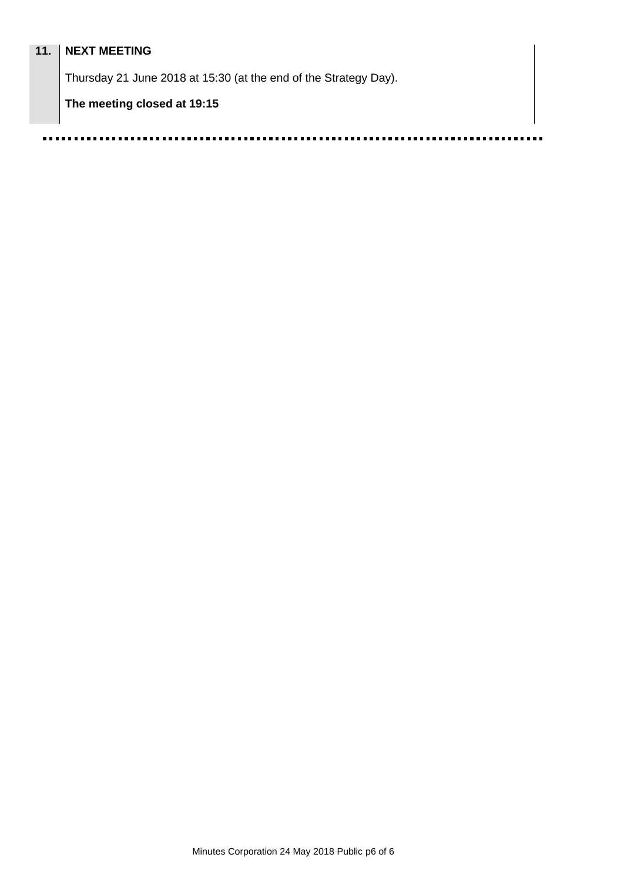## 11. NEXT MEETING

Thursday 21 June 2018 at 15:30 (at the end of the Strategy Day).

**The meeting closed at 19:15**